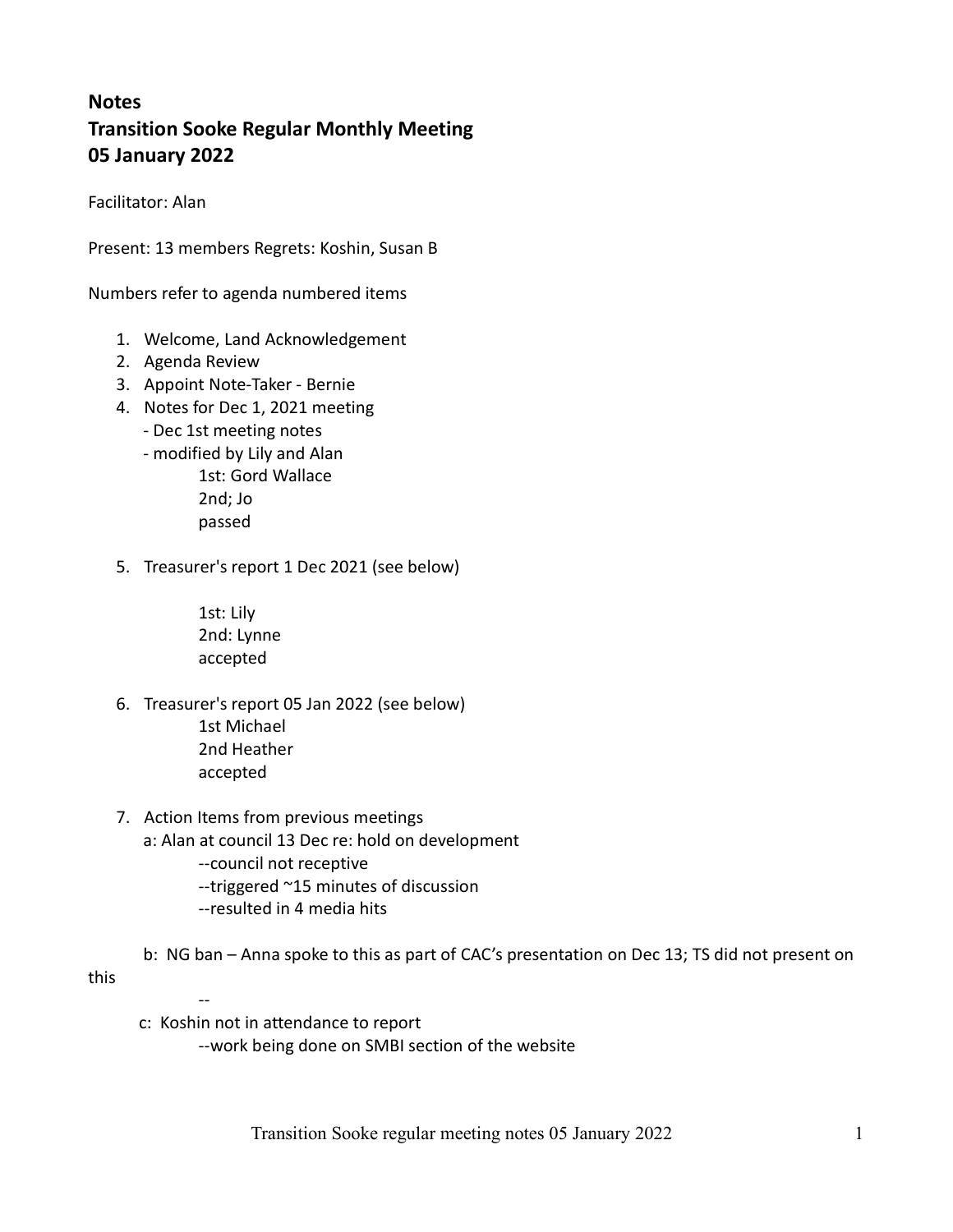**Notes**
**Transition Sooke Regular Monthly Meeting**
**05 January 2022**

Facilitator: Alan

Present: 13 members Regrets: Koshin, Susan B

Numbers refer to agenda numbered items

1. Welcome, Land Acknowledgement
2. Agenda Review
3. Appoint Note-Taker - Bernie
4. Notes for Dec 1, 2021 meeting
   - Dec 1st meeting notes
   - modified by Lily and Alan
     1st: Gord Wallace
     2nd; Jo
     passed

5. Treasurer's report 1 Dec 2021 (see below)

   1st: Lily
   2nd: Lynne
   accepted

6. Treasurer's report 05 Jan 2022 (see below)
   1st Michael
   2nd Heather
   accepted

7. Action Items from previous meetings
   a: Alan at council 13 Dec re: hold on development
      --council not receptive
      --triggered ~15 minutes of discussion
      --resulted in 4 media hits

   b: NG ban – Anna spoke to this as part of CAC's presentation on Dec 13; TS did not present on this
      --

   c: Koshin not in attendance to report
      --work being done on SMBI section of the website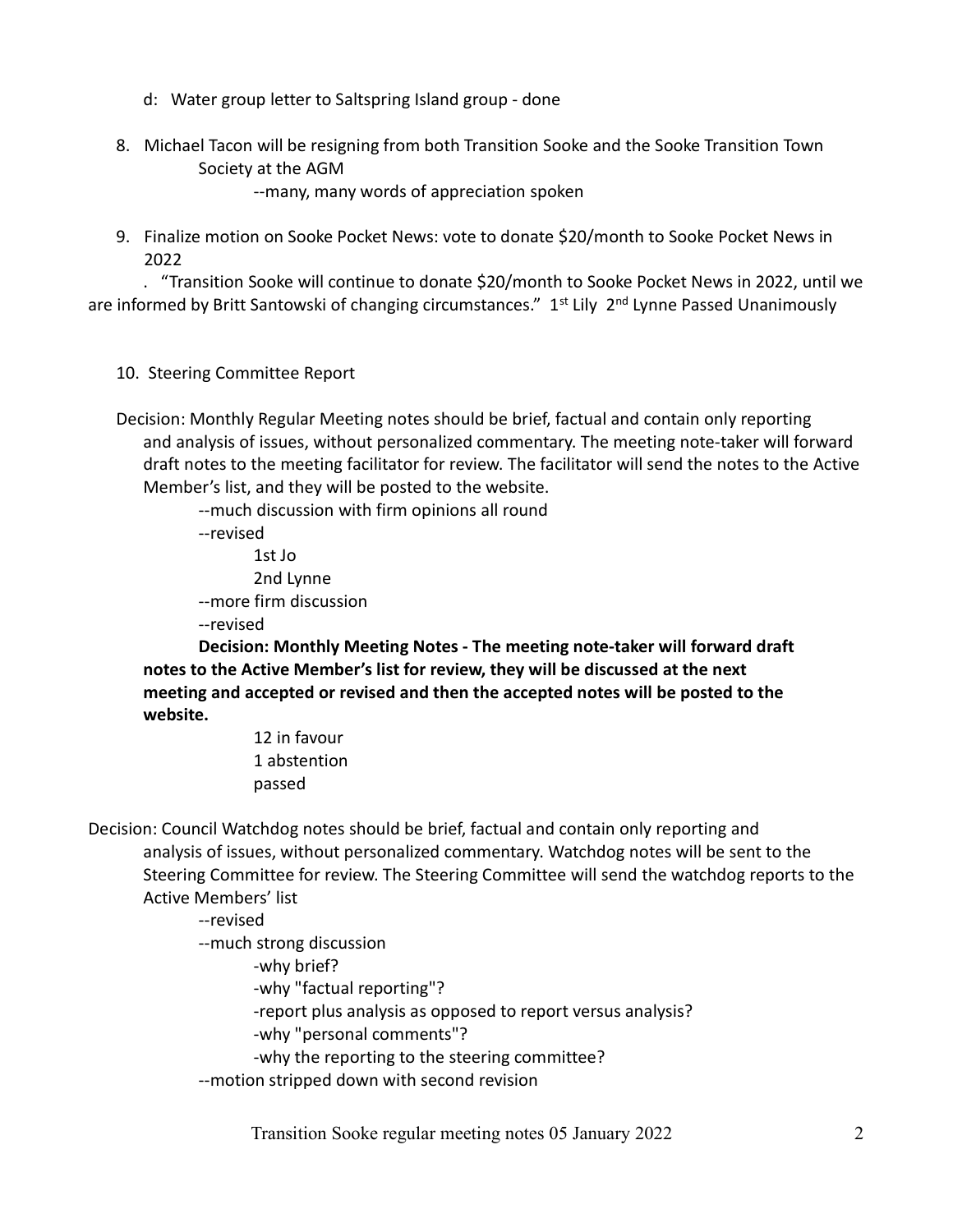d: Water group letter to Saltspring Island group - done

8. Michael Tacon will be resigning from both Transition Sooke and the Sooke Transition Town Society at the AGM

   --many, many words of appreciation spoken

9. Finalize motion on Sooke Pocket News: vote to donate $20/month to Sooke Pocket News in 2022

   . "Transition Sooke will continue to donate $20/month to Sooke Pocket News in 2022, until we are informed by Britt Santowski of changing circumstances." 1st Lily 2nd Lynne Passed Unanimously

10. Steering Committee Report

Decision: Monthly Regular Meeting notes should be brief, factual and contain only reporting and analysis of issues, without personalized commentary. The meeting note-taker will forward draft notes to the meeting facilitator for review. The facilitator will send the notes to the Active Member's list, and they will be posted to the website.

--much discussion with firm opinions all round

--revised

1st Jo

2nd Lynne

--more firm discussion

--revised

**Decision: Monthly Meeting Notes - The meeting note-taker will forward draft notes to the Active Member's list for review, they will be discussed at the next meeting and accepted or revised and then the accepted notes will be posted to the website.**

12 in favour

1 abstention

passed

Decision: Council Watchdog notes should be brief, factual and contain only reporting and analysis of issues, without personalized commentary. Watchdog notes will be sent to the Steering Committee for review. The Steering Committee will send the watchdog reports to the Active Members' list

--revised

--much strong discussion

-why brief?

-why "factual reporting"?

-report plus analysis as opposed to report versus analysis?

-why "personal comments"?

-why the reporting to the steering committee?

--motion stripped down with second revision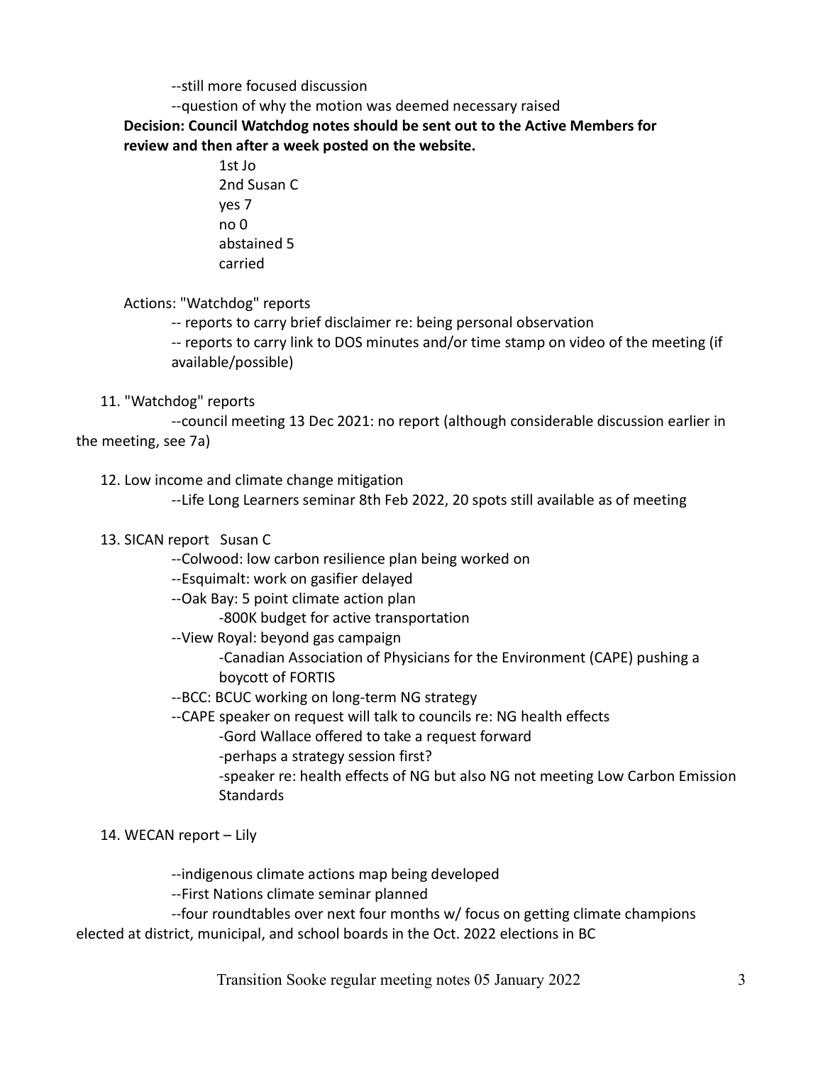--still more focused discussion

--question of why the motion was deemed necessary raised

**Decision: Council Watchdog notes should be sent out to the Active Members for review and then after a week posted on the website.**

1st Jo
2nd Susan C
yes 7
no 0
abstained 5
carried

Actions: "Watchdog" reports

-- reports to carry brief disclaimer re: being personal observation

-- reports to carry link to DOS minutes and/or time stamp on video of the meeting (if available/possible)

11. "Watchdog" reports

--council meeting 13 Dec 2021: no report (although considerable discussion earlier in the meeting, see 7a)

12. Low income and climate change mitigation

--Life Long Learners seminar 8th Feb 2022, 20 spots still available as of meeting

13. SICAN report Susan C

--Colwood: low carbon resilience plan being worked on

--Esquimalt: work on gasifier delayed

--Oak Bay: 5 point climate action plan

-800K budget for active transportation

--View Royal: beyond gas campaign

-Canadian Association of Physicians for the Environment (CAPE) pushing a boycott of FORTIS

--BCC: BCUC working on long-term NG strategy

--CAPE speaker on request will talk to councils re: NG health effects

-Gord Wallace offered to take a request forward

-perhaps a strategy session first?

-speaker re: health effects of NG but also NG not meeting Low Carbon Emission Standards

14. WECAN report – Lily

--indigenous climate actions map being developed

--First Nations climate seminar planned

--four roundtables over next four months w/ focus on getting climate champions elected at district, municipal, and school boards in the Oct. 2022 elections in BC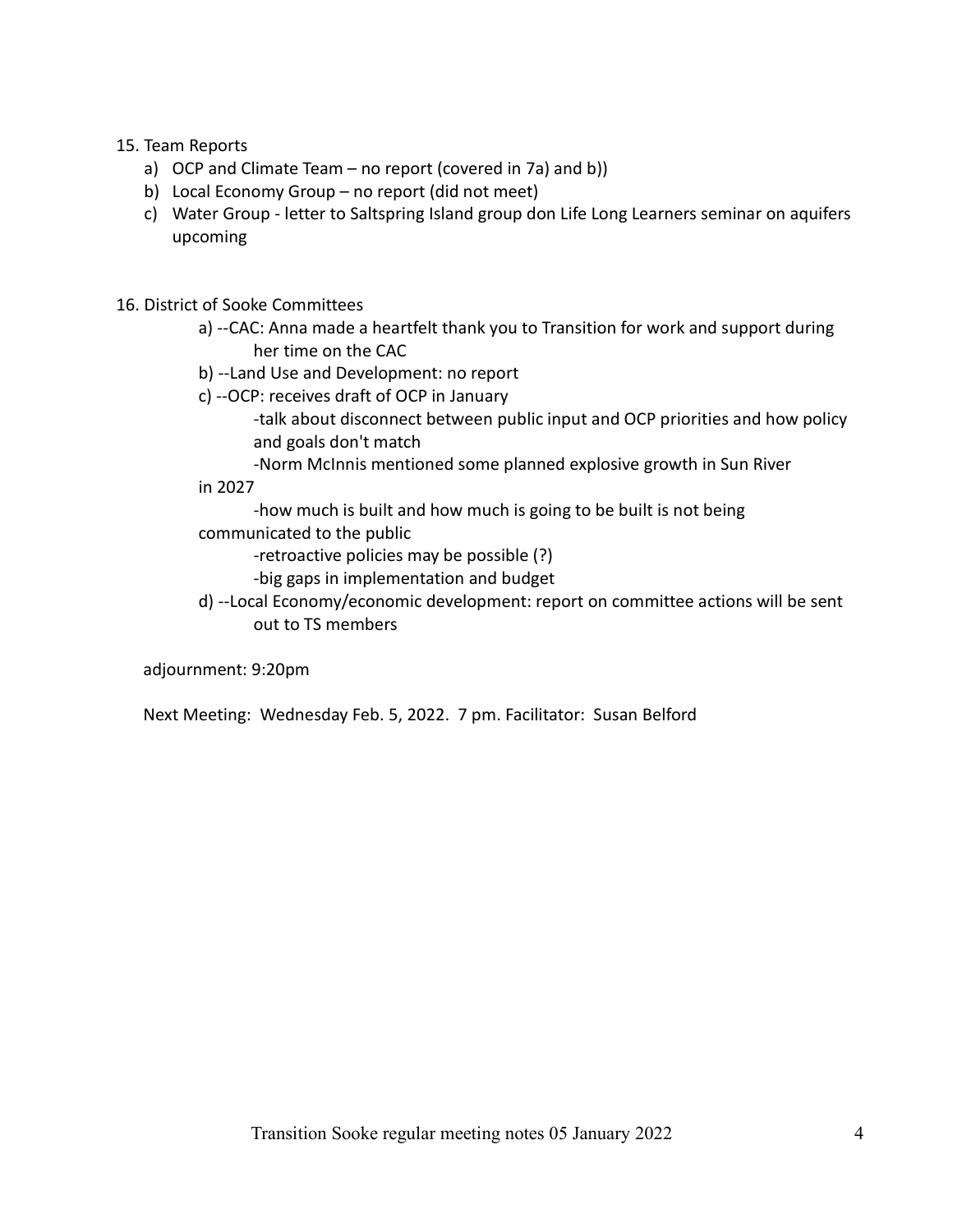15. Team Reports
    a) OCP and Climate Team – no report (covered in 7a) and b))
    b) Local Economy Group – no report (did not meet)
    c) Water Group - letter to Saltspring Island group don Life Long Learners seminar on aquifers upcoming

16. District of Sooke Committees
    a) --CAC: Anna made a heartfelt thank you to Transition for work and support during her time on the CAC
    b) --Land Use and Development: no report
    c) --OCP: receives draft of OCP in January
        -talk about disconnect between public input and OCP priorities and how policy and goals don't match
        -Norm McInnis mentioned some planned explosive growth in Sun River in 2027
        -how much is built and how much is going to be built is not being communicated to the public
        -retroactive policies may be possible (?)
        -big gaps in implementation and budget
    d) --Local Economy/economic development: report on committee actions will be sent out to TS members

adjournment: 9:20pm

Next Meeting: Wednesday Feb. 5, 2022. 7 pm. Facilitator: Susan Belford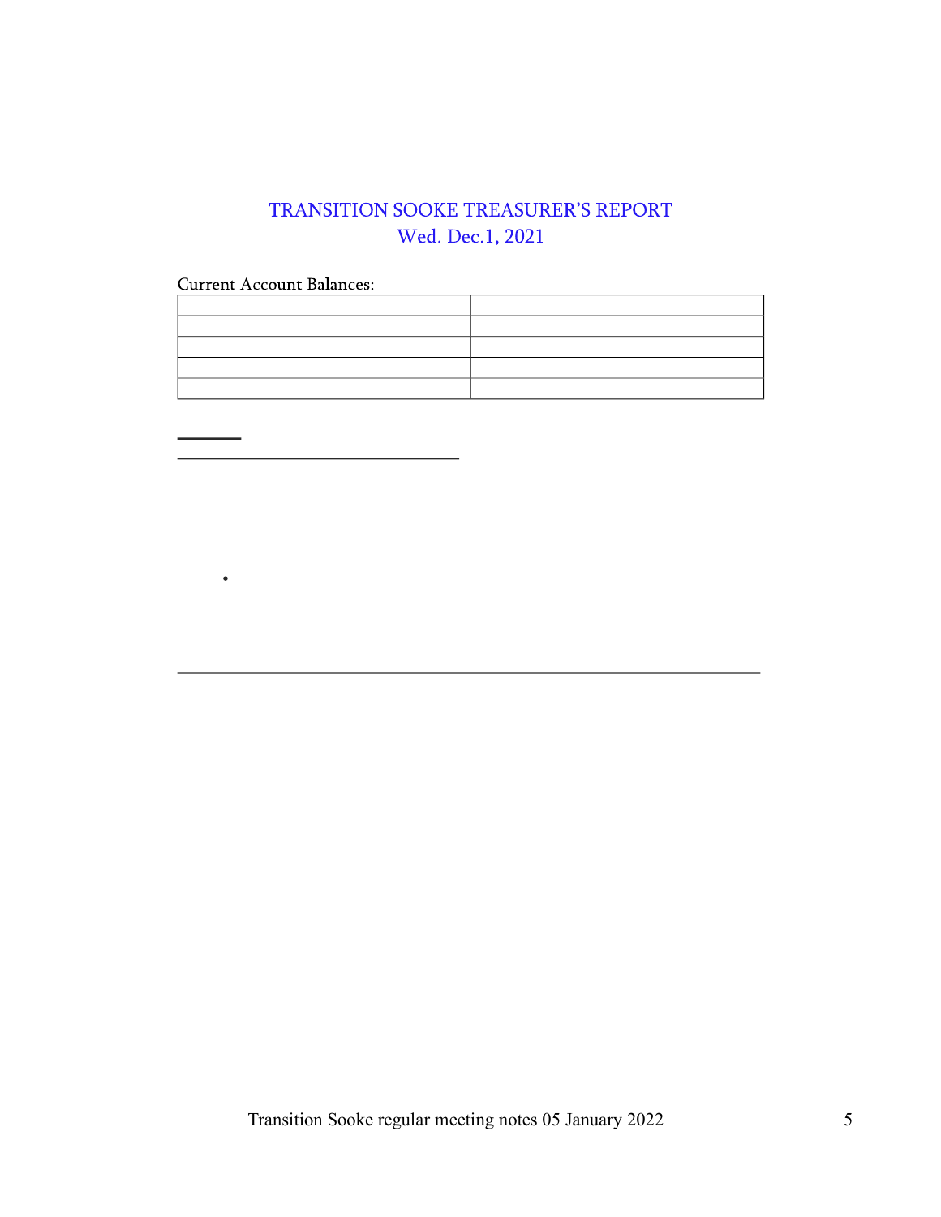# TRANSITION SOOKE TREASURER'S REPORT
## Wed. Dec.1, 2021

Current Account Balances:

| | |
|---|---|
| | |
| | |
| | |
| | |

---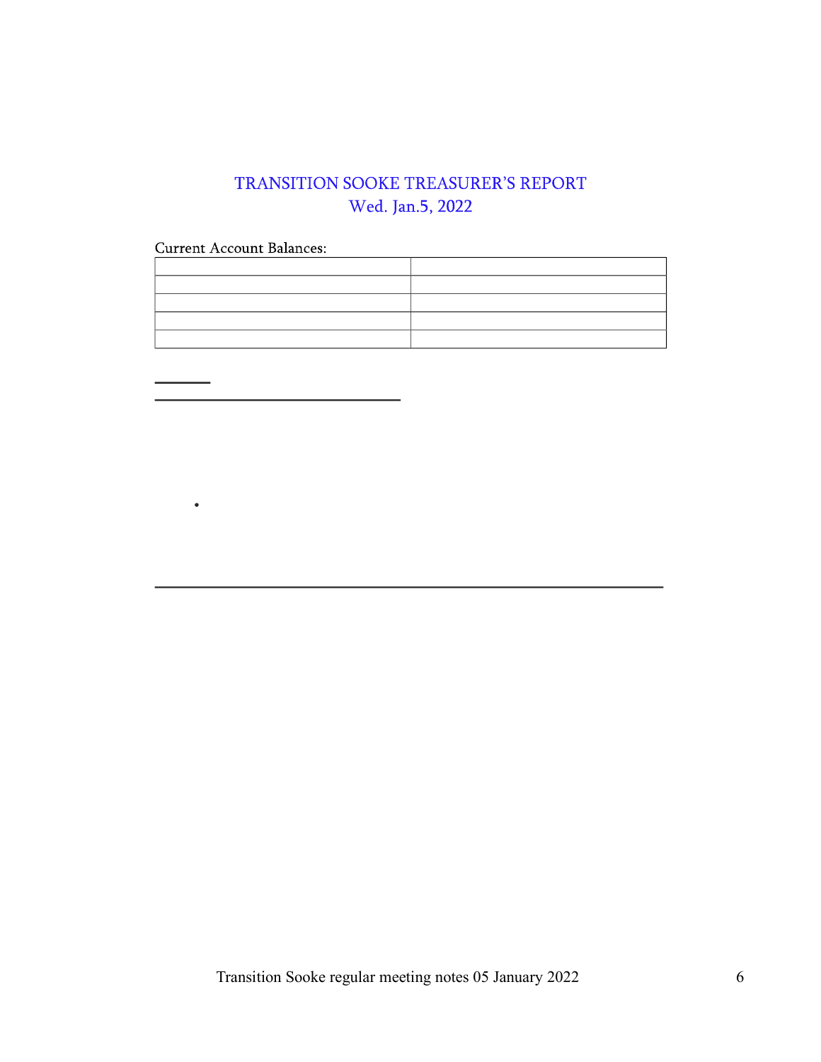# TRANSITION SOOKE TREASURER'S REPORT

## Wed. Jan.5, 2022

Current Account Balances:

| | |
|---|---|
| | |
| | |
| | |
| | |

-